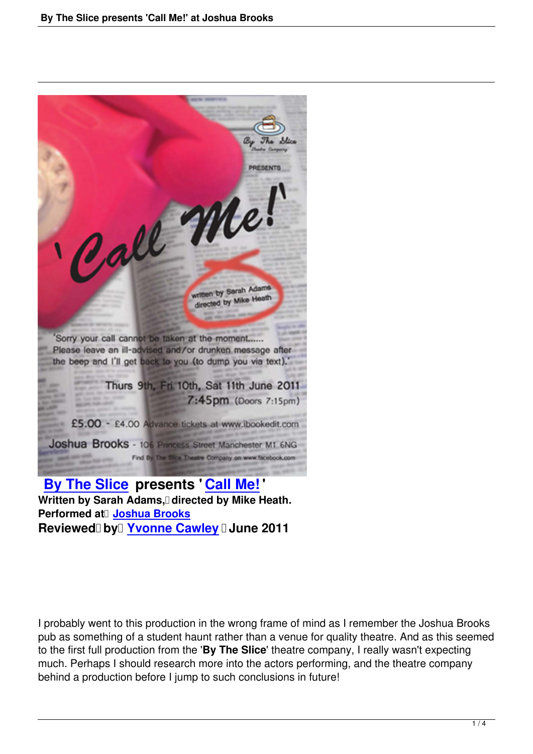**By The Slice presents 'Call Me!'**

**Written by Sarah Adams, directed by Mike Heath.**

**Performed at Joshua Brooks**

**Reviewed by Yvonne Cawley June 2011**

I probably went to this production in the wrong frame of mind as I remember the Joshua Brooks pub as something of a student haunt rather than a venue for quality theatre. And as this seemed to the first full production from the '**By The Slice**' theatre company, I really wasn't expecting much. Perhaps I should research more into the actors performing, and the theatre company behind a production before I jump to such conclusions in future!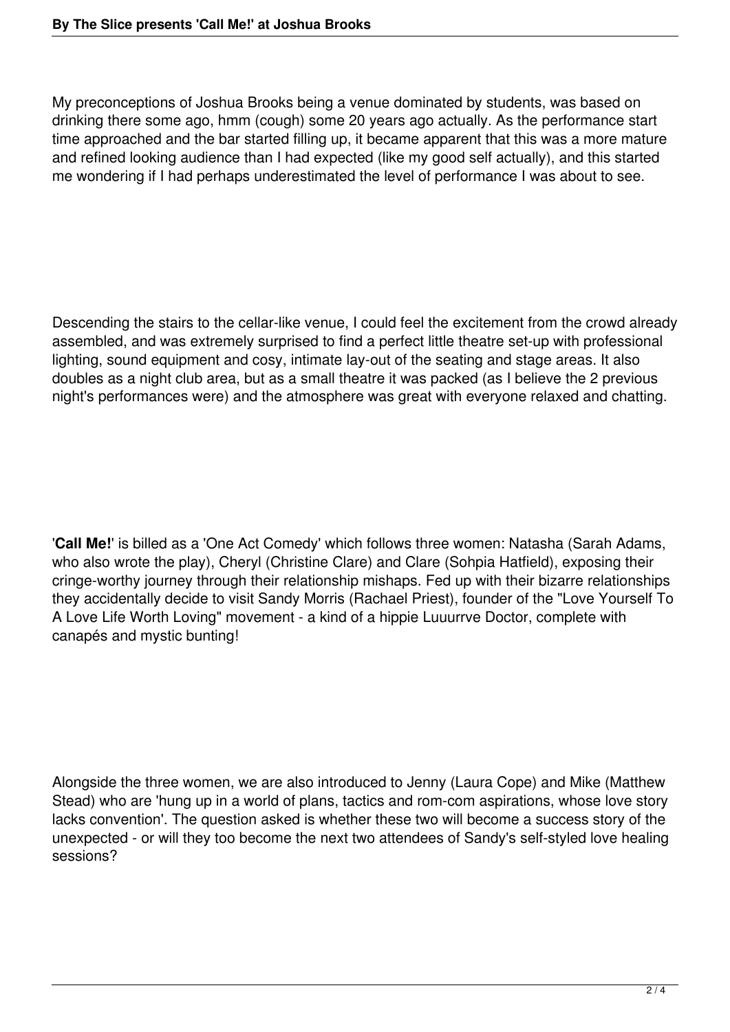My preconceptions of Joshua Brooks being a venue dominated by students, was based on drinking there some ago, hmm (cough) some 20 years ago actually. As the performance start time approached and the bar started filling up, it became apparent that this was a more mature and refined looking audience than I had expected (like my good self actually), and this started me wondering if I had perhaps underestimated the level of performance I was about to see.

Descending the stairs to the cellar-like venue, I could feel the excitement from the crowd already assembled, and was extremely surprised to find a perfect little theatre set-up with professional lighting, sound equipment and cosy, intimate lay-out of the seating and stage areas. It also doubles as a night club area, but as a small theatre it was packed (as I believe the 2 previous night's performances were) and the atmosphere was great with everyone relaxed and chatting.

'**Call Me!**' is billed as a 'One Act Comedy' which follows three women: Natasha (Sarah Adams, who also wrote the play), Cheryl (Christine Clare) and Clare (Sohpia Hatfield), exposing their cringe-worthy journey through their relationship mishaps. Fed up with their bizarre relationships they accidentally decide to visit Sandy Morris (Rachael Priest), founder of the "Love Yourself To A Love Life Worth Loving" movement - a kind of a hippie Luuurrve Doctor, complete with canapés and mystic bunting!

Alongside the three women, we are also introduced to Jenny (Laura Cope) and Mike (Matthew Stead) who are 'hung up in a world of plans, tactics and rom-com aspirations, whose love story lacks convention'. The question asked is whether these two will become a success story of the unexpected - or will they too become the next two attendees of Sandy's self-styled love healing sessions?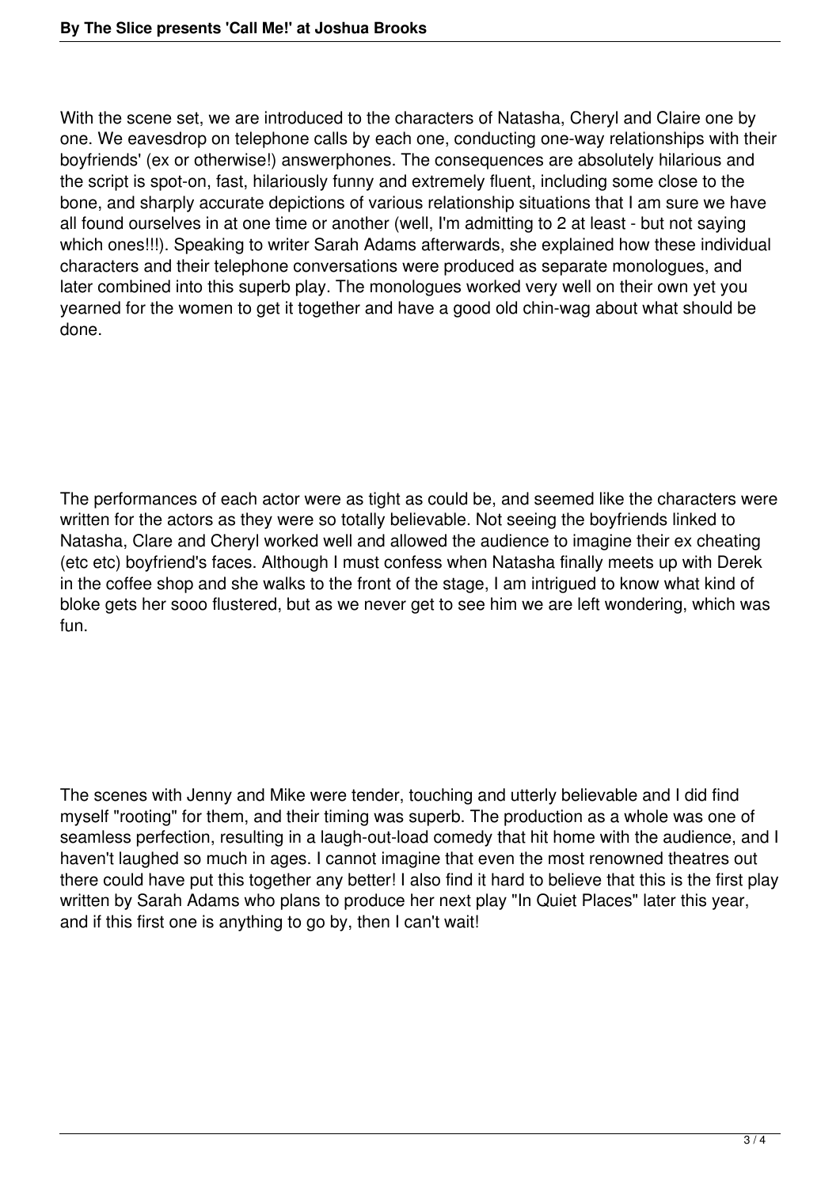With the scene set, we are introduced to the characters of Natasha, Cheryl and Claire one by one. We eavesdrop on telephone calls by each one, conducting one-way relationships with their boyfriends' (ex or otherwise!) answerphones. The consequences are absolutely hilarious and the script is spot-on, fast, hilariously funny and extremely fluent, including some close to the bone, and sharply accurate depictions of various relationship situations that I am sure we have all found ourselves in at one time or another (well, I'm admitting to 2 at least - but not saying which ones!!!). Speaking to writer Sarah Adams afterwards, she explained how these individual characters and their telephone conversations were produced as separate monologues, and later combined into this superb play. The monologues worked very well on their own yet you yearned for the women to get it together and have a good old chin-wag about what should be done.

The performances of each actor were as tight as could be, and seemed like the characters were written for the actors as they were so totally believable. Not seeing the boyfriends linked to Natasha, Clare and Cheryl worked well and allowed the audience to imagine their ex cheating (etc etc) boyfriend's faces. Although I must confess when Natasha finally meets up with Derek in the coffee shop and she walks to the front of the stage, I am intrigued to know what kind of bloke gets her sooo flustered, but as we never get to see him we are left wondering, which was fun.

The scenes with Jenny and Mike were tender, touching and utterly believable and I did find myself "rooting" for them, and their timing was superb. The production as a whole was one of seamless perfection, resulting in a laugh-out-load comedy that hit home with the audience, and I haven't laughed so much in ages. I cannot imagine that even the most renowned theatres out there could have put this together any better! I also find it hard to believe that this is the first play written by Sarah Adams who plans to produce her next play "In Quiet Places" later this year, and if this first one is anything to go by, then I can't wait!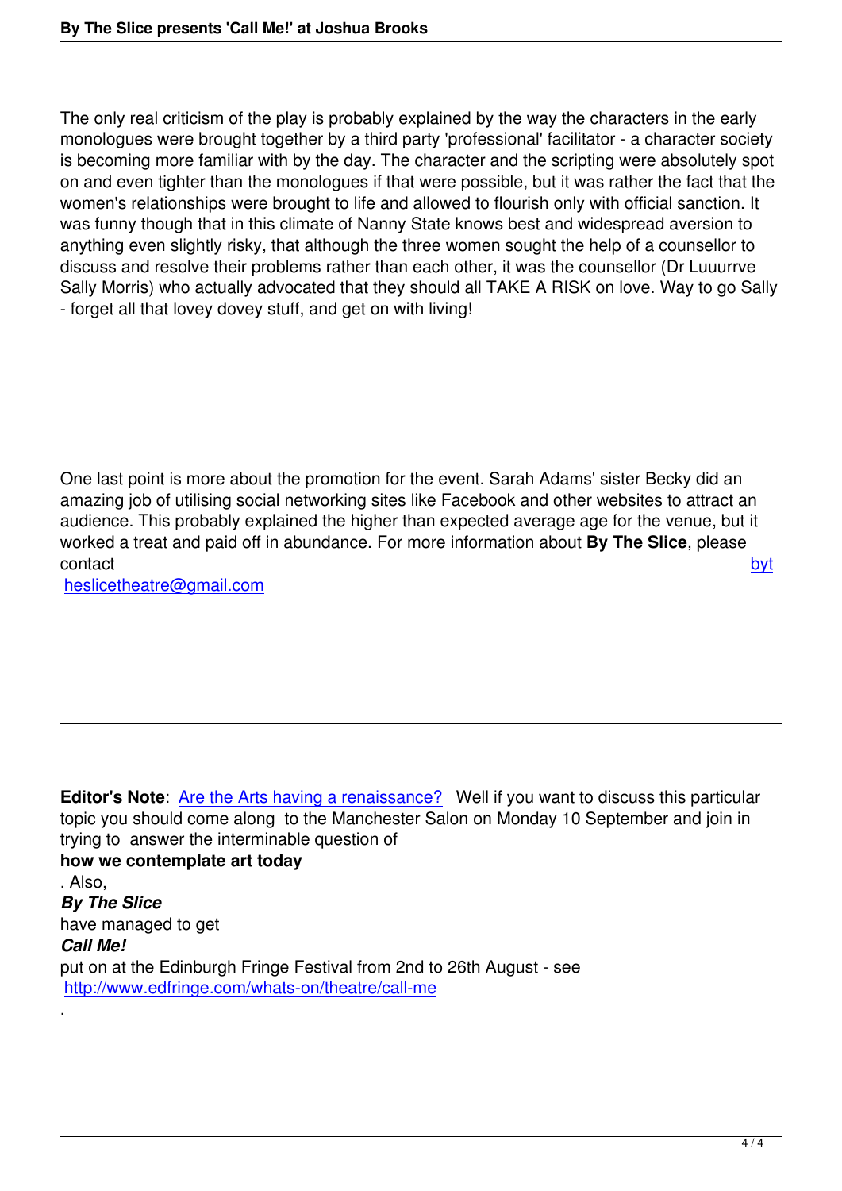The only real criticism of the play is probably explained by the way the characters in the early monologues were brought together by a third party 'professional' facilitator - a character society is becoming more familiar with by the day. The character and the scripting were absolutely spot on and even tighter than the monologues if that were possible, but it was rather the fact that the women's relationships were brought to life and allowed to flourish only with official sanction. It was funny though that in this climate of Nanny State knows best and widespread aversion to anything even slightly risky, that although the three women sought the help of a counsellor to discuss and resolve their problems rather than each other, it was the counsellor (Dr Luuurrve Sally Morris) who actually advocated that they should all TAKE A RISK on love. Way to go Sally - forget all that lovey dovey stuff, and get on with living!

One last point is more about the promotion for the event. Sarah Adams' sister Becky did an amazing job of utilising social networking sites like Facebook and other websites to attract an audience. This probably explained the higher than expected average age for the venue, but it worked a treat and paid off in abundance. For more information about **By The Slice**, please contact bytheslicetheatre@gmail.com

---

**Editor's Note**: Are the Arts having a renaissance? Well if you want to discuss this particular topic you should come along to the Manchester Salon on Monday 10 September and join in trying to answer the interminable question of **how we contemplate art today**. Also, ***By The Slice*** have managed to get ***Call Me!*** put on at the Edinburgh Fringe Festival from 2nd to 26th August - see http://www.edfringe.com/whats-on/theatre/call-me.